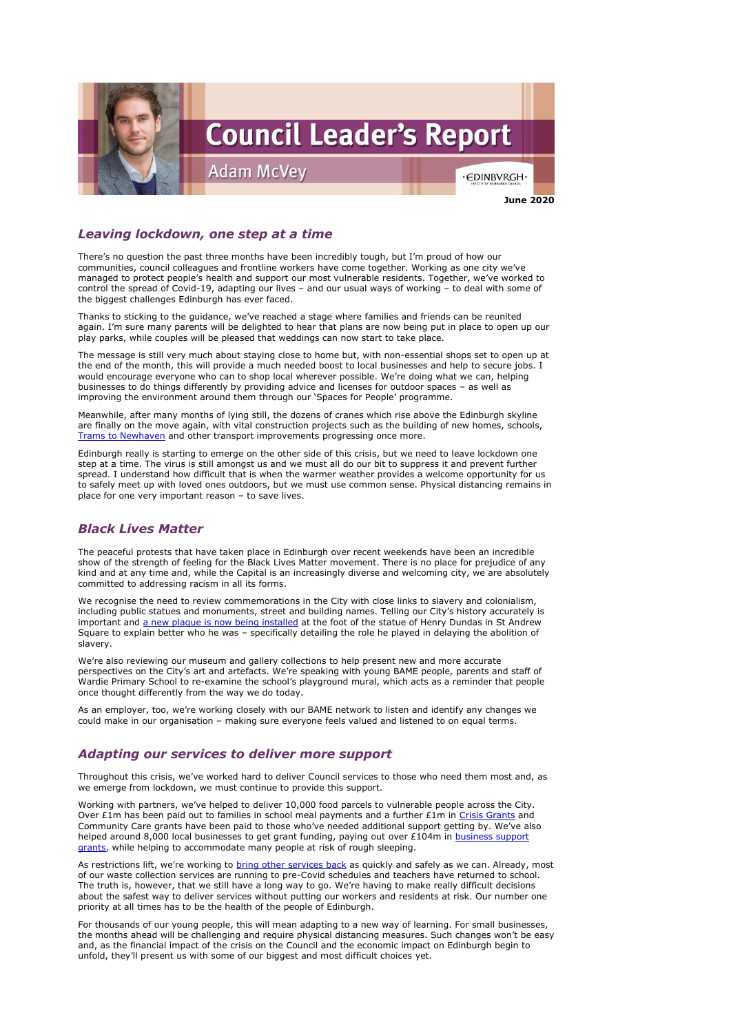# Council Leader's Report

## Adam McVey

**June 2020**

### *Leaving lockdown, one step at a time*

There's no question the past three months have been incredibly tough, but I'm proud of how our communities, council colleagues and frontline workers have come together. Working as one city we've managed to protect people's health and support our most vulnerable residents. Together, we've worked to control the spread of Covid-19, adapting our lives – and our usual ways of working – to deal with some of the biggest challenges Edinburgh has ever faced.

Thanks to sticking to the guidance, we've reached a stage where families and friends can be reunited again. I'm sure many parents will be delighted to hear that plans are now being put in place to open up our play parks, while couples will be pleased that weddings can now start to take place.

The message is still very much about staying close to home but, with non-essential shops set to open up at the end of the month, this will provide a much needed boost to local businesses and help to secure jobs. I would encourage everyone who can to shop local wherever possible. We're doing what we can, helping businesses to do things differently by providing advice and licenses for outdoor spaces – as well as improving the environment around them through our 'Spaces for People' programme.

Meanwhile, after many months of lying still, the dozens of cranes which rise above the Edinburgh skyline are finally on the move again, with vital construction projects such as the building of new homes, schools, Trams to Newhaven and other transport improvements progressing once more.

Edinburgh really is starting to emerge on the other side of this crisis, but we need to leave lockdown one step at a time. The virus is still amongst us and we must all do our bit to suppress it and prevent further spread. I understand how difficult that is when the warmer weather provides a welcome opportunity for us to safely meet up with loved ones outdoors, but we must use common sense. Physical distancing remains in place for one very important reason – to save lives.

### *Black Lives Matter*

The peaceful protests that have taken place in Edinburgh over recent weekends have been an incredible show of the strength of feeling for the Black Lives Matter movement. There is no place for prejudice of any kind and at any time and, while the Capital is an increasingly diverse and welcoming city, we are absolutely committed to addressing racism in all its forms.

We recognise the need to review commemorations in the City with close links to slavery and colonialism, including public statues and monuments, street and building names. Telling our City's history accurately is important and a new plaque is now being installed at the foot of the statue of Henry Dundas in St Andrew Square to explain better who he was – specifically detailing the role he played in delaying the abolition of slavery.

We're also reviewing our museum and gallery collections to help present new and more accurate perspectives on the City's art and artefacts. We're speaking with young BAME people, parents and staff of Wardie Primary School to re-examine the school's playground mural, which acts as a reminder that people once thought differently from the way we do today.

As an employer, too, we're working closely with our BAME network to listen and identify any changes we could make in our organisation – making sure everyone feels valued and listened to on equal terms.

### *Adapting our services to deliver more support*

Throughout this crisis, we've worked hard to deliver Council services to those who need them most and, as we emerge from lockdown, we must continue to provide this support.

Working with partners, we've helped to deliver 10,000 food parcels to vulnerable people across the City. Over £1m has been paid out to families in school meal payments and a further £1m in Crisis Grants and Community Care grants have been paid to those who've needed additional support getting by. We've also helped around 8,000 local businesses to get grant funding, paying out over £104m in business support grants, while helping to accommodate many people at risk of rough sleeping.

As restrictions lift, we're working to bring other services back as quickly and safely as we can. Already, most of our waste collection services are running to pre-Covid schedules and teachers have returned to school. The truth is, however, that we still have a long way to go. We're having to make really difficult decisions about the safest way to deliver services without putting our workers and residents at risk. Our number one priority at all times has to be the health of the people of Edinburgh.

For thousands of our young people, this will mean adapting to a new way of learning. For small businesses, the months ahead will be challenging and require physical distancing measures. Such changes won't be easy and, as the financial impact of the crisis on the Council and the economic impact on Edinburgh begin to unfold, they'll present us with some of our biggest and most difficult choices yet.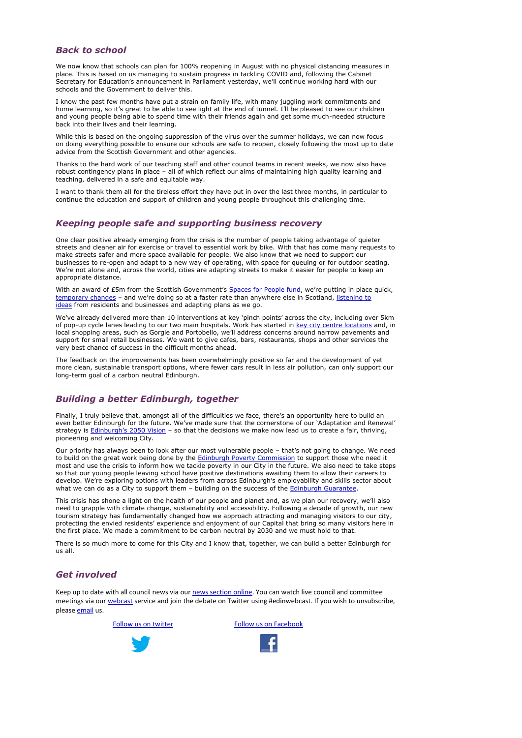## *Back to school*

We now know that schools can plan for 100% reopening in August with no physical distancing measures in place. This is based on us managing to sustain progress in tackling COVID and, following the Cabinet Secretary for Education's announcement in Parliament yesterday, we'll continue working hard with our schools and the Government to deliver this.

I know the past few months have put a strain on family life, with many juggling work commitments and home learning, so it's great to be able to see light at the end of tunnel. I'll be pleased to see our children and young people being able to spend time with their friends again and get some much-needed structure back into their lives and their learning.

While this is based on the ongoing suppression of the virus over the summer holidays, we can now focus on doing everything possible to ensure our schools are safe to reopen, closely following the most up to date advice from the Scottish Government and other agencies.

Thanks to the hard work of our teaching staff and other council teams in recent weeks, we now also have robust contingency plans in place – all of which reflect our aims of maintaining high quality learning and teaching, delivered in a safe and equitable way.

I want to thank them all for the tireless effort they have put in over the last three months, in particular to continue the education and support of children and young people throughout this challenging time.

## *Keeping people safe and supporting business recovery*

One clear positive already emerging from the crisis is the number of people taking advantage of quieter streets and cleaner air for exercise or travel to essential work by bike. With that has come many requests to make streets safer and more space available for people. We also know that we need to support our businesses to re-open and adapt to a new way of operating, with space for queuing or for outdoor seating. We're not alone and, across the world, cities are adapting streets to make it easier for people to keep an appropriate distance.

With an award of £5m from the Scottish Government's Spaces for People fund, we're putting in place quick, temporary changes – and we're doing so at a faster rate than anywhere else in Scotland, listening to ideas from residents and businesses and adapting plans as we go.

We've already delivered more than 10 interventions at key 'pinch points' across the city, including over 5km of pop-up cycle lanes leading to our two main hospitals. Work has started in key city centre locations and, in local shopping areas, such as Gorgie and Portobello, we'll address concerns around narrow pavements and support for small retail businesses. We want to give cafes, bars, restaurants, shops and other services the very best chance of success in the difficult months ahead.

The feedback on the improvements has been overwhelmingly positive so far and the development of yet more clean, sustainable transport options, where fewer cars result in less air pollution, can only support our long-term goal of a carbon neutral Edinburgh.

## *Building a better Edinburgh, together*

Finally, I truly believe that, amongst all of the difficulties we face, there's an opportunity here to build an even better Edinburgh for the future. We've made sure that the cornerstone of our 'Adaptation and Renewal' strategy is Edinburgh's 2050 Vision – so that the decisions we make now lead us to create a fair, thriving, pioneering and welcoming City.

Our priority has always been to look after our most vulnerable people – that's not going to change. We need to build on the great work being done by the Edinburgh Poverty Commission to support those who need it most and use the crisis to inform how we tackle poverty in our City in the future. We also need to take steps so that our young people leaving school have positive destinations awaiting them to allow their careers to develop. We're exploring options with leaders from across Edinburgh's employability and skills sector about what we can do as a City to support them – building on the success of the Edinburgh Guarantee.

This crisis has shone a light on the health of our people and planet and, as we plan our recovery, we'll also need to grapple with climate change, sustainability and accessibility. Following a decade of growth, our new tourism strategy has fundamentally changed how we approach attracting and managing visitors to our city, protecting the envied residents' experience and enjoyment of our Capital that bring so many visitors here in the first place. We made a commitment to be carbon neutral by 2030 and we must hold to that.

There is so much more to come for this City and I know that, together, we can build a better Edinburgh for us all.

## *Get involved*

Keep up to date with all council news via our news section online. You can watch live council and committee meetings via our webcast service and join the debate on Twitter using #edinwebcast. If you wish to unsubscribe, please email us.

Follow us on twitter

Follow us on Facebook